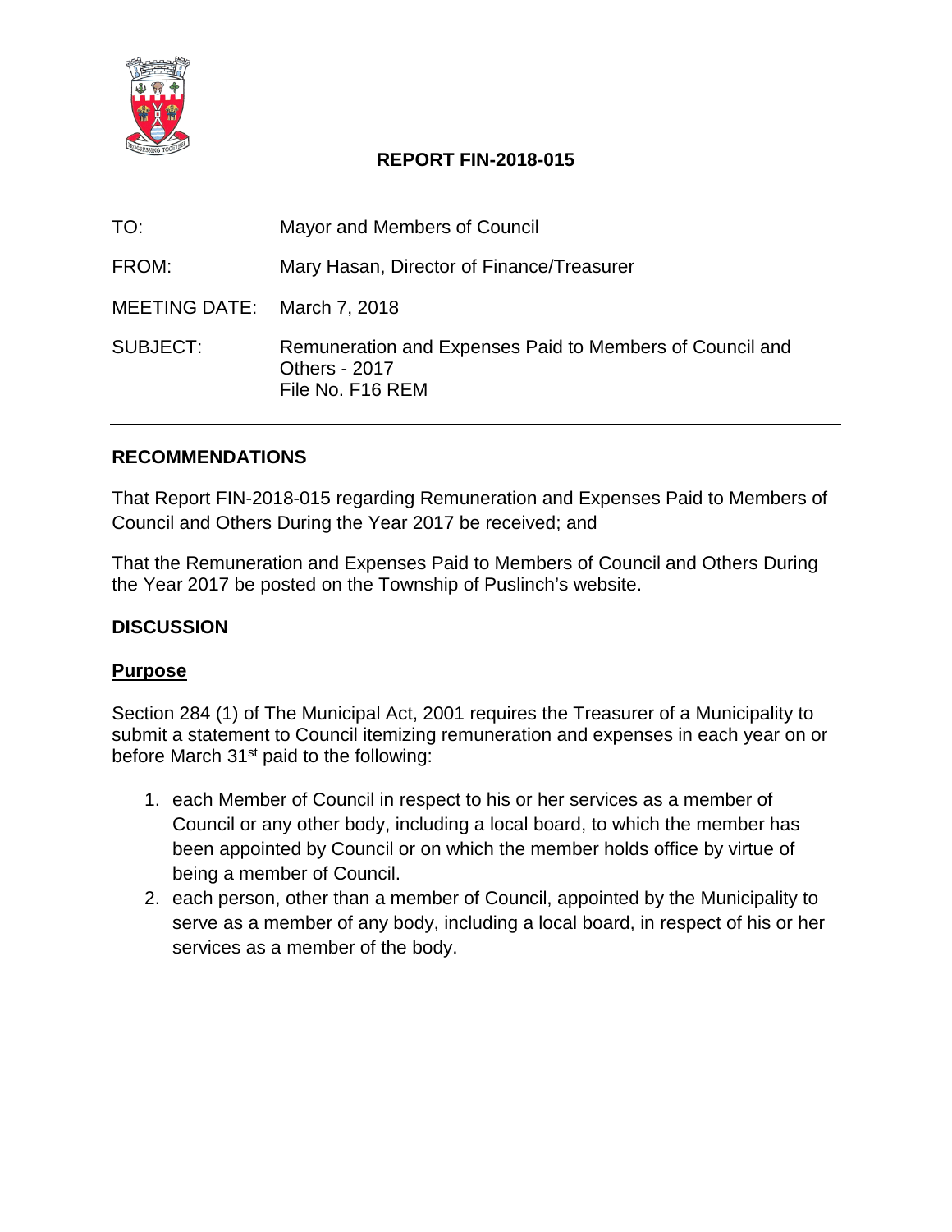# REPORT FIN-2018-015

| | |
|---|---|
| TO: | Mayor and Members of Council |
| FROM: | Mary Hasan, Director of Finance/Treasurer |
| MEETING DATE: | March 7, 2018 |
| SUBJECT: | Remuneration and Expenses Paid to Members of Council and Others - 2017<br>File No. F16 REM |

## RECOMMENDATIONS

That Report FIN-2018-015 regarding Remuneration and Expenses Paid to Members of Council and Others During the Year 2017 be received; and

That the Remuneration and Expenses Paid to Members of Council and Others During the Year 2017 be posted on the Township of Puslinch's website.

## DISCUSSION

### Purpose

Section 284 (1) of The Municipal Act, 2001 requires the Treasurer of a Municipality to submit a statement to Council itemizing remuneration and expenses in each year on or before March 31st paid to the following:

1. each Member of Council in respect to his or her services as a member of Council or any other body, including a local board, to which the member has been appointed by Council or on which the member holds office by virtue of being a member of Council.
2. each person, other than a member of Council, appointed by the Municipality to serve as a member of any body, including a local board, in respect of his or her services as a member of the body.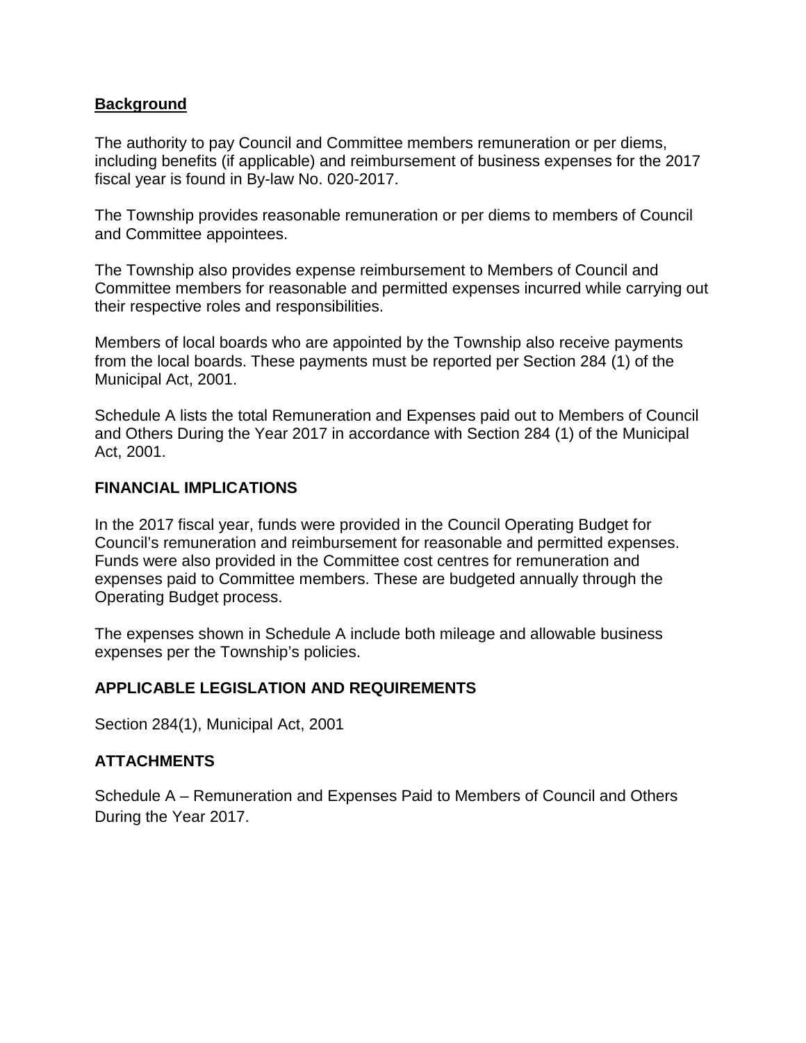## **Background**

The authority to pay Council and Committee members remuneration or per diems, including benefits (if applicable) and reimbursement of business expenses for the 2017 fiscal year is found in By-law No. 020-2017.

The Township provides reasonable remuneration or per diems to members of Council and Committee appointees.

The Township also provides expense reimbursement to Members of Council and Committee members for reasonable and permitted expenses incurred while carrying out their respective roles and responsibilities.

Members of local boards who are appointed by the Township also receive payments from the local boards. These payments must be reported per Section 284 (1) of the Municipal Act, 2001.

Schedule A lists the total Remuneration and Expenses paid out to Members of Council and Others During the Year 2017 in accordance with Section 284 (1) of the Municipal Act, 2001.

## FINANCIAL IMPLICATIONS

In the 2017 fiscal year, funds were provided in the Council Operating Budget for Council's remuneration and reimbursement for reasonable and permitted expenses. Funds were also provided in the Committee cost centres for remuneration and expenses paid to Committee members. These are budgeted annually through the Operating Budget process.

The expenses shown in Schedule A include both mileage and allowable business expenses per the Township's policies.

## APPLICABLE LEGISLATION AND REQUIREMENTS

Section 284(1), Municipal Act, 2001

## ATTACHMENTS

Schedule A – Remuneration and Expenses Paid to Members of Council and Others During the Year 2017.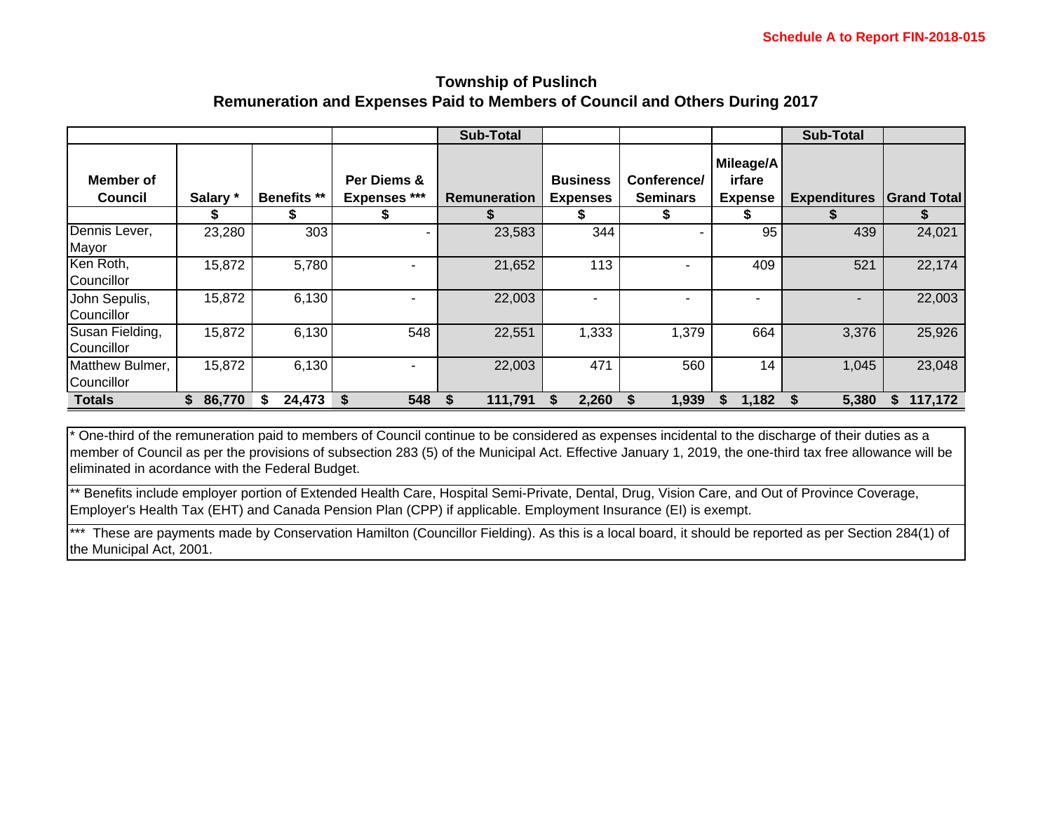Schedule A to Report FIN-2018-015

## Township of Puslinch
## Remuneration and Expenses Paid to Members of Council and Others During 2017

| | | | | Sub-Total | | | | Sub-Total | |
|---|---|---|---|---|---|---|---|---|---|
| **Member of Council** | **Salary *** | **Benefits **** | **Per Diems & Expenses ***** | **Remuneration** | **Business Expenses** | **Conference/ Seminars** | **Mileage/Airfare Expense** | **Expenditures** | **Grand Total** |
| | $ | $ | $ | $ | $ | $ | $ | $ | $ |
| Dennis Lever, Mayor | 23,280 | 303 | - | 23,583 | 344 | - | 95 | 439 | 24,021 |
| Ken Roth, Councillor | 15,872 | 5,780 | - | 21,652 | 113 | - | 409 | 521 | 22,174 |
| John Sepulis, Councillor | 15,872 | 6,130 | - | 22,003 | - | - | - | - | 22,003 |
| Susan Fielding, Councillor | 15,872 | 6,130 | 548 | 22,551 | 1,333 | 1,379 | 664 | 3,376 | 25,926 |
| Matthew Bulmer, Councillor | 15,872 | 6,130 | - | 22,003 | 471 | 560 | 14 | 1,045 | 23,048 |
| **Totals** | **$ 86,770** | **$ 24,473** | **$ 548** | **$ 111,791** | **$ 2,260** | **$ 1,939** | **$ 1,182** | **$ 5,380** | **$ 117,172** |

* One-third of the remuneration paid to members of Council continue to be considered as expenses incidental to the discharge of their duties as a member of Council as per the provisions of subsection 283 (5) of the Municipal Act. Effective January 1, 2019, the one-third tax free allowance will be eliminated in acordance with the Federal Budget.

** Benefits include employer portion of Extended Health Care, Hospital Semi-Private, Dental, Drug, Vision Care, and Out of Province Coverage, Employer's Health Tax (EHT) and Canada Pension Plan (CPP) if applicable. Employment Insurance (EI) is exempt.

*** These are payments made by Conservation Hamilton (Councillor Fielding). As this is a local board, it should be reported as per Section 284(1) of the Municipal Act, 2001.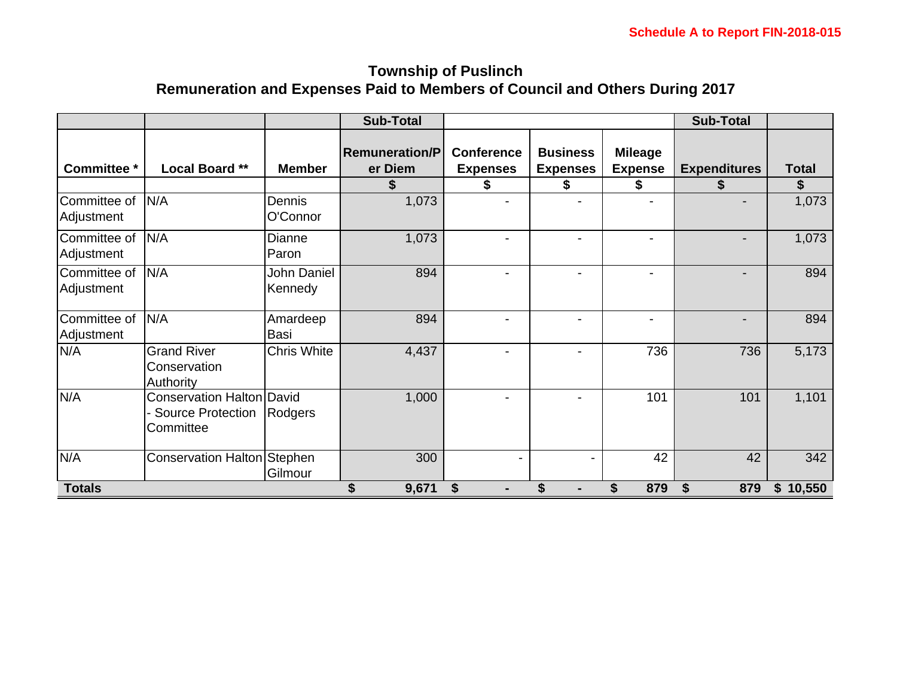Schedule A to Report FIN-2018-015

# Township of Puslinch
## Remuneration and Expenses Paid to Members of Council and Others During 2017

| | | | Sub-Total | | | | Sub-Total | |
|---|---|---|---|---|---|---|---|---|
| **Committee *** | **Local Board **** | **Member** | **Remuneration/Per Diem** | **Conference Expenses** | **Business Expenses** | **Mileage Expense** | **Expenditures** | **Total** |
| | | | **$** | **$** | **$** | **$** | **$** | **$** |
| Committee of Adjustment | N/A | Dennis O'Connor | 1,073 | - | - | - | - | 1,073 |
| Committee of Adjustment | N/A | Dianne Paron | 1,073 | - | - | - | - | 1,073 |
| Committee of Adjustment | N/A | John Daniel Kennedy | 894 | - | - | - | - | 894 |
| Committee of Adjustment | N/A | Amardeep Basi | 894 | - | - | - | - | 894 |
| N/A | Grand River Conservation Authority | Chris White | 4,437 | - | - | 736 | 736 | 5,173 |
| N/A | Conservation Halton - Source Protection Committee | David Rodgers | 1,000 | - | - | 101 | 101 | 1,101 |
| N/A | Conservation Halton | Stephen Gilmour | 300 | - | - | 42 | 42 | 342 |
| **Totals** | | | **$ 9,671** | **$ -** | **$ -** | **$ 879** | **$ 879** | **$ 10,550** |